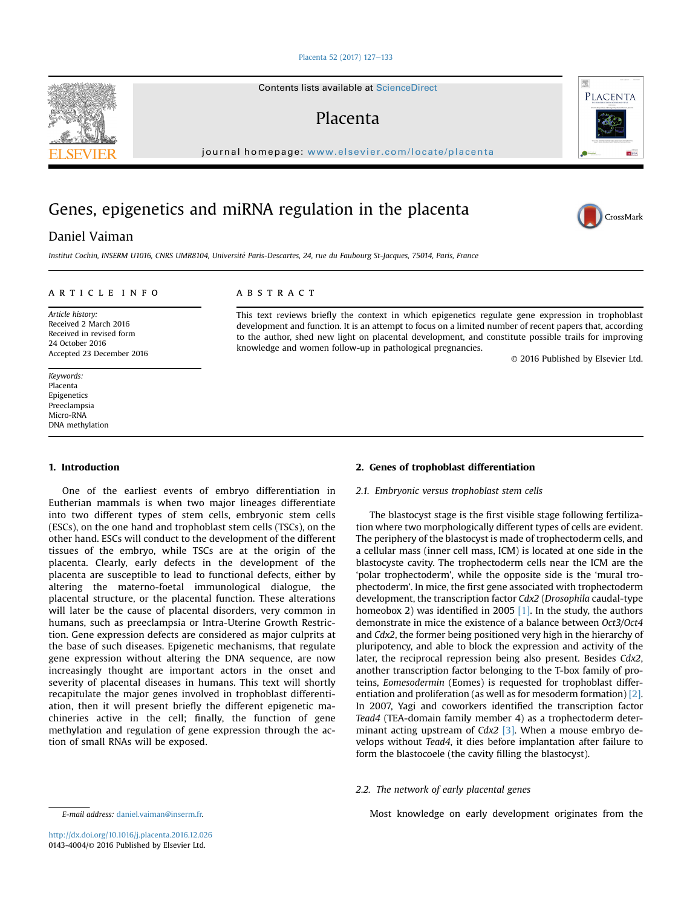# Genes, epigenetics and miRNA regulation in the placenta

Daniel Vaiman

*Institut Cochin, INSERM U1016, CNRS UMR8104, Université Paris-Descartes, 24, rue du Faubourg St-Jacques, 75014, Paris, France*

**ARTICLE INFO**

*Article history:*
Received 2 March 2016
Received in revised form
24 October 2016
Accepted 23 December 2016

*Keywords:*
Placenta
Epigenetics
Preeclampsia
Micro-RNA
DNA methylation

**ABSTRACT**

This text reviews briefly the context in which epigenetics regulate gene expression in trophoblast development and function. It is an attempt to focus on a limited number of recent papers that, according to the author, shed new light on placental development, and constitute possible trails for improving knowledge and women follow-up in pathological pregnancies.

© 2016 Published by Elsevier Ltd.

## 1. Introduction

One of the earliest events of embryo differentiation in Eutherian mammals is when two major lineages differentiate into two different types of stem cells, embryonic stem cells (ESCs), on the one hand and trophoblast stem cells (TSCs), on the other hand. ESCs will conduct to the development of the different tissues of the embryo, while TSCs are at the origin of the placenta. Clearly, early defects in the development of the placenta are susceptible to lead to functional defects, either by altering the materno-foetal immunological dialogue, the placental structure, or the placental function. These alterations will later be the cause of placental disorders, very common in humans, such as preeclampsia or Intra-Uterine Growth Restriction. Gene expression defects are considered as major culprits at the base of such diseases. Epigenetic mechanisms, that regulate gene expression without altering the DNA sequence, are now increasingly thought are important actors in the onset and severity of placental diseases in humans. This text will shortly recapitulate the major genes involved in trophoblast differentiation, then it will present briefly the different epigenetic machineries active in the cell; finally, the function of gene methylation and regulation of gene expression through the action of small RNAs will be exposed.

## 2. Genes of trophoblast differentiation

### 2.1. Embryonic versus trophoblast stem cells

The blastocyst stage is the first visible stage following fertilization where two morphologically different types of cells are evident. The periphery of the blastocyst is made of trophectoderm cells, and a cellular mass (inner cell mass, ICM) is located at one side in the blastocyste cavity. The trophectoderm cells near the ICM are the 'polar trophectoderm', while the opposite side is the 'mural trophectoderm'. In mice, the first gene associated with trophectoderm development, the transcription factor *Cdx2* (*Drosophila* caudal-type homeobox 2) was identified in 2005 [1]. In the study, the authors demonstrate in mice the existence of a balance between *Oct3*/*Oct4* and *Cdx2*, the former being positioned very high in the hierarchy of pluripotency, and able to block the expression and activity of the later, the reciprocal repression being also present. Besides *Cdx2*, another transcription factor belonging to the T-box family of proteins, *Eomesodermin* (Eomes) is requested for trophoblast differentiation and proliferation (as well as for mesoderm formation) [2]. In 2007, Yagi and coworkers identified the transcription factor *Tead4* (TEA-domain family member 4) as a trophectoderm determinant acting upstream of *Cdx2* [3]. When a mouse embryo develops without *Tead4*, it dies before implantation after failure to form the blastocoele (the cavity filling the blastocyst).

### 2.2. The network of early placental genes

Most knowledge on early development originates from the

E-mail address: daniel.vaiman@inserm.fr.

http://dx.doi.org/10.1016/j.placenta.2016.12.026
0143-4004/© 2016 Published by Elsevier Ltd.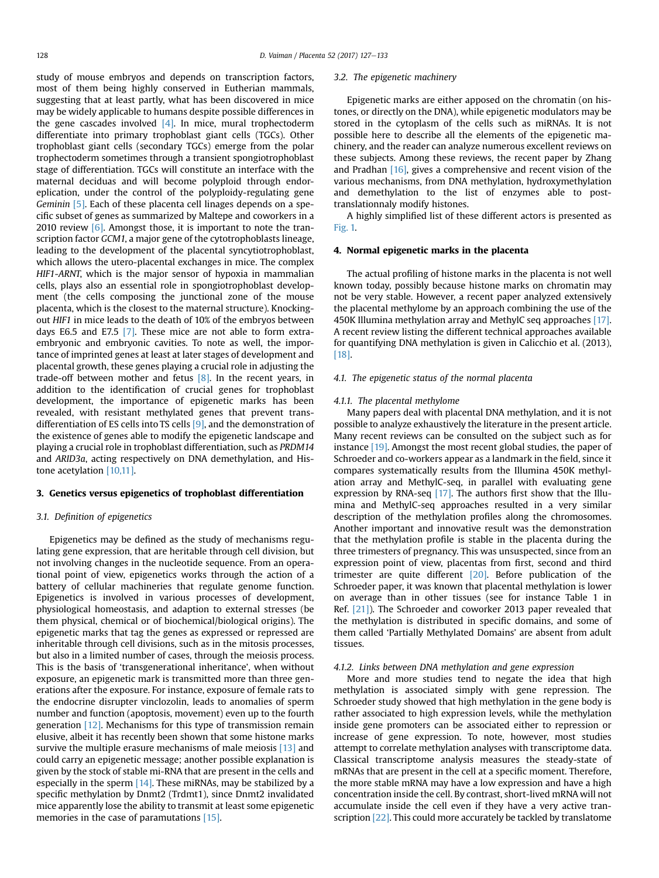study of mouse embryos and depends on transcription factors, most of them being highly conserved in Eutherian mammals, suggesting that at least partly, what has been discovered in mice may be widely applicable to humans despite possible differences in the gene cascades involved [4]. In mice, mural trophectoderm differentiate into primary trophoblast giant cells (TGCs). Other trophoblast giant cells (secondary TGCs) emerge from the polar trophectoderm sometimes through a transient spongiotrophoblast stage of differentiation. TGCs will constitute an interface with the maternal deciduas and will become polyploid through endoreplication, under the control of the polyploidy-regulating gene *Geminin* [5]. Each of these placenta cell linages depends on a specific subset of genes as summarized by Maltepe and coworkers in a 2010 review [6]. Amongst those, it is important to note the transcription factor *GCM1*, a major gene of the cytotrophoblasts lineage, leading to the development of the placental syncytiotrophoblast, which allows the utero-placental exchanges in mice. The complex *HIF1-ARNT*, which is the major sensor of hypoxia in mammalian cells, plays also an essential role in spongiotrophoblast development (the cells composing the junctional zone of the mouse placenta, which is the closest to the maternal structure). Knocking-out *HIF1* in mice leads to the death of 10% of the embryos between days E6.5 and E7.5 [7]. These mice are not able to form extra-embryonic and embryonic cavities. To note as well, the importance of imprinted genes at least at later stages of development and placental growth, these genes playing a crucial role in adjusting the trade-off between mother and fetus [8]. In the recent years, in addition to the identification of crucial genes for trophoblast development, the importance of epigenetic marks has been revealed, with resistant methylated genes that prevent trans-differentiation of ES cells into TS cells [9], and the demonstration of the existence of genes able to modify the epigenetic landscape and playing a crucial role in trophoblast differentiation, such as *PRDM14* and *ARID3a*, acting respectively on DNA demethylation, and Histone acetylation [10,11].

## 3. Genetics versus epigenetics of trophoblast differentiation

### 3.1. Definition of epigenetics

Epigenetics may be defined as the study of mechanisms regulating gene expression, that are heritable through cell division, but not involving changes in the nucleotide sequence. From an operational point of view, epigenetics works through the action of a battery of cellular machineries that regulate genome function. Epigenetics is involved in various processes of development, physiological homeostasis, and adaption to external stresses (be them physical, chemical or of biochemical/biological origins). The epigenetic marks that tag the genes as expressed or repressed are inheritable through cell divisions, such as in the mitosis processes, but also in a limited number of cases, through the meiosis process. This is the basis of 'transgenerational inheritance', when without exposure, an epigenetic mark is transmitted more than three generations after the exposure. For instance, exposure of female rats to the endocrine disrupter vinclozolin, leads to anomalies of sperm number and function (apoptosis, movement) even up to the fourth generation [12]. Mechanisms for this type of transmission remain elusive, albeit it has recently been shown that some histone marks survive the multiple erasure mechanisms of male meiosis [13] and could carry an epigenetic message; another possible explanation is given by the stock of stable mi-RNA that are present in the cells and especially in the sperm [14]. These miRNAs, may be stabilized by a specific methylation by Dnmt2 (Trdmt1), since Dnmt2 invalidated mice apparently lose the ability to transmit at least some epigenetic memories in the case of paramutations [15].

### 3.2. The epigenetic machinery

Epigenetic marks are either apposed on the chromatin (on histones, or directly on the DNA), while epigenetic modulators may be stored in the cytoplasm of the cells such as miRNAs. It is not possible here to describe all the elements of the epigenetic machinery, and the reader can analyze numerous excellent reviews on these subjects. Among these reviews, the recent paper by Zhang and Pradhan [16], gives a comprehensive and recent vision of the various mechanisms, from DNA methylation, hydroxymethylation and demethylation to the list of enzymes able to post-translationnaly modify histones.

A highly simplified list of these different actors is presented as Fig. 1.

## 4. Normal epigenetic marks in the placenta

The actual profiling of histone marks in the placenta is not well known today, possibly because histone marks on chromatin may not be very stable. However, a recent paper analyzed extensively the placental methylome by an approach combining the use of the 450K Illumina methylation array and MethylC seq approaches [17]. A recent review listing the different technical approaches available for quantifying DNA methylation is given in Calicchio et al. (2013), [18].

### 4.1. The epigenetic status of the normal placenta

#### 4.1.1. The placental methylome

Many papers deal with placental DNA methylation, and it is not possible to analyze exhaustively the literature in the present article. Many recent reviews can be consulted on the subject such as for instance [19]. Amongst the most recent global studies, the paper of Schroeder and co-workers appear as a landmark in the field, since it compares systematically results from the Illumina 450K methylation array and MethylC-seq, in parallel with evaluating gene expression by RNA-seq [17]. The authors first show that the Illumina and MethylC-seq approaches resulted in a very similar description of the methylation profiles along the chromosomes. Another important and innovative result was the demonstration that the methylation profile is stable in the placenta during the three trimesters of pregnancy. This was unsuspected, since from an expression point of view, placentas from first, second and third trimester are quite different [20]. Before publication of the Schroeder paper, it was known that placental methylation is lower on average than in other tissues (see for instance Table 1 in Ref. [21]). The Schroeder and coworker 2013 paper revealed that the methylation is distributed in specific domains, and some of them called 'Partially Methylated Domains' are absent from adult tissues.

#### 4.1.2. Links between DNA methylation and gene expression

More and more studies tend to negate the idea that high methylation is associated simply with gene repression. The Schroeder study showed that high methylation in the gene body is rather associated to high expression levels, while the methylation inside gene promoters can be associated either to repression or increase of gene expression. To note, however, most studies attempt to correlate methylation analyses with transcriptome data. Classical transcriptome analysis measures the steady-state of mRNAs that are present in the cell at a specific moment. Therefore, the more stable mRNA may have a low expression and have a high concentration inside the cell. By contrast, short-lived mRNA will not accumulate inside the cell even if they have a very active transcription [22]. This could more accurately be tackled by translatome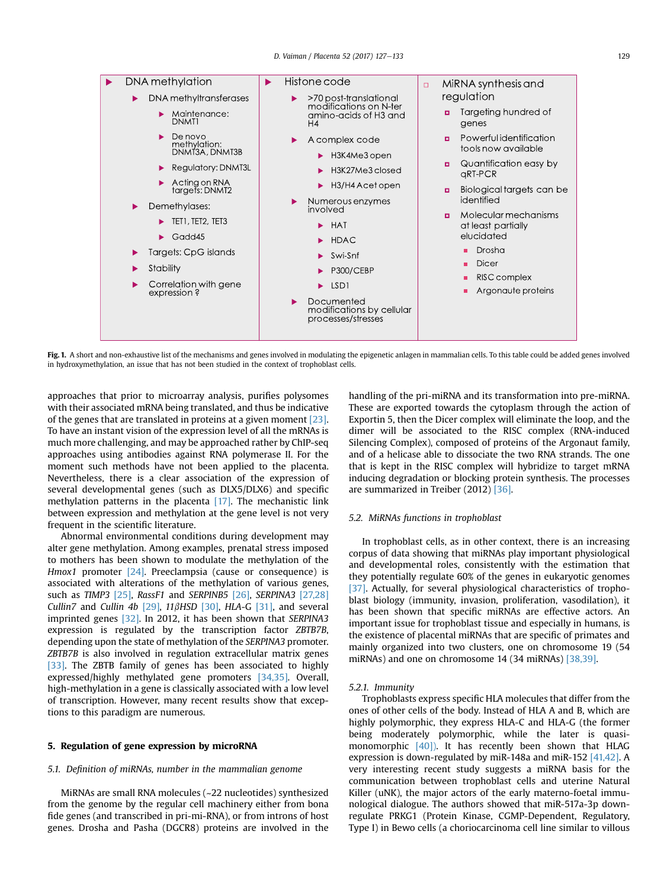| DNA methylation | Histone code | MiRNA synthesis and regulation |
|---|---|---|
| DNA methyltransferases<br>- Maintenance: DNMT1<br>- De novo methylation: DNMT3A, DNMT3B<br>- Regulatory: DNMT3L<br>- Acting on RNA targets: DNMT2<br>Demethylases:<br>- TET1, TET2, TET3<br>- Gadd45<br>Targets: CpG islands<br>Stability<br>Correlation with gene expression ? | >70 post-translational modifications on N-ter amino-acids of H3 and H4<br>A complex code<br>- H3K4Me3 open<br>- H3K27Me3 closed<br>- H3/H4 Acet open<br>Numerous enzymes involved<br>- HAT<br>- HDAC<br>- Swi-Snf<br>- P300/CEBP<br>- LSD1<br>Documented modifications by cellular processes/stresses | Targeting hundred of genes<br>Powerful identification tools now available<br>Quantification easy by qRT-PCR<br>Biological targets can be identified<br>Molecular mechanisms at least partially elucidated<br>- Drosha<br>- Dicer<br>- RISC complex<br>- Argonaute proteins |

**Fig. 1.** A short and non-exhaustive list of the mechanisms and genes involved in modulating the epigenetic anlagen in mammalian cells. To this table could be added genes involved in hydroxymethylation, an issue that has not been studied in the context of trophoblast cells.

approaches that prior to microarray analysis, purifies polysomes with their associated mRNA being translated, and thus be indicative of the genes that are translated in proteins at a given moment [23]. To have an instant vision of the expression level of all the mRNAs is much more challenging, and may be approached rather by ChIP-seq approaches using antibodies against RNA polymerase II. For the moment such methods have not been applied to the placenta. Nevertheless, there is a clear association of the expression of several developmental genes (such as DLX5/DLX6) and specific methylation patterns in the placenta [17]. The mechanistic link between expression and methylation at the gene level is not very frequent in the scientific literature.

Abnormal environmental conditions during development may alter gene methylation. Among examples, prenatal stress imposed to mothers has been shown to modulate the methylation of the *Hmox1* promoter [24]. Preeclampsia (cause or consequence) is associated with alterations of the methylation of various genes, such as *TIMP3* [25], *RassF1* and *SERPINB5* [26], *SERPINA3* [27,28] *Cullin7* and *Cullin 4b* [29], *11βHSD* [30], *HLA-G* [31], and several imprinted genes [32]. In 2012, it has been shown that *SERPINA3* expression is regulated by the transcription factor *ZBTB7B*, depending upon the state of methylation of the *SERPINA3* promoter. *ZBTB7B* is also involved in regulation extracellular matrix genes [33]. The ZBTB family of genes has been associated to highly expressed/highly methylated gene promoters [34,35]. Overall, high-methylation in a gene is classically associated with a low level of transcription. However, many recent results show that exceptions to this paradigm are numerous.

## 5. Regulation of gene expression by microRNA

### 5.1. Definition of miRNAs, number in the mammalian genome

MiRNAs are small RNA molecules (~22 nucleotides) synthesized from the genome by the regular cell machinery either from bona fide genes (and transcribed in pri-mi-RNA), or from introns of host genes. Drosha and Pasha (DGCR8) proteins are involved in the handling of the pri-miRNA and its transformation into pre-miRNA. These are exported towards the cytoplasm through the action of Exportin 5, then the Dicer complex will eliminate the loop, and the dimer will be associated to the RISC complex (RNA-induced Silencing Complex), composed of proteins of the Argonaut family, and of a helicase able to dissociate the two RNA strands. The one that is kept in the RISC complex will hybridize to target mRNA inducing degradation or blocking protein synthesis. The processes are summarized in Treiber (2012) [36].

### 5.2. MiRNAs functions in trophoblast

In trophoblast cells, as in other context, there is an increasing corpus of data showing that miRNAs play important physiological and developmental roles, consistently with the estimation that they potentially regulate 60% of the genes in eukaryotic genomes [37]. Actually, for several physiological characteristics of trophoblast biology (immunity, invasion, proliferation, vasodilation), it has been shown that specific miRNAs are effective actors. An important issue for trophoblast tissue and especially in humans, is the existence of placental miRNAs that are specific of primates and mainly organized into two clusters, one on chromosome 19 (54 miRNAs) and one on chromosome 14 (34 miRNAs) [38,39].

#### 5.2.1. Immunity

Trophoblasts express specific HLA molecules that differ from the ones of other cells of the body. Instead of HLA A and B, which are highly polymorphic, they express HLA-C and HLA-G (the former being moderately polymorphic, while the later is quasi-monomorphic [40]). It has recently been shown that HLAG expression is down-regulated by miR-148a and miR-152 [41,42]. A very interesting recent study suggests a miRNA basis for the communication between trophoblast cells and uterine Natural Killer (uNK), the major actors of the early materno-foetal immunological dialogue. The authors showed that miR-517a-3p down-regulate PRKG1 (Protein Kinase, CGMP-Dependent, Regulatory, Type I) in Bewo cells (a choriocarcinoma cell line similar to villous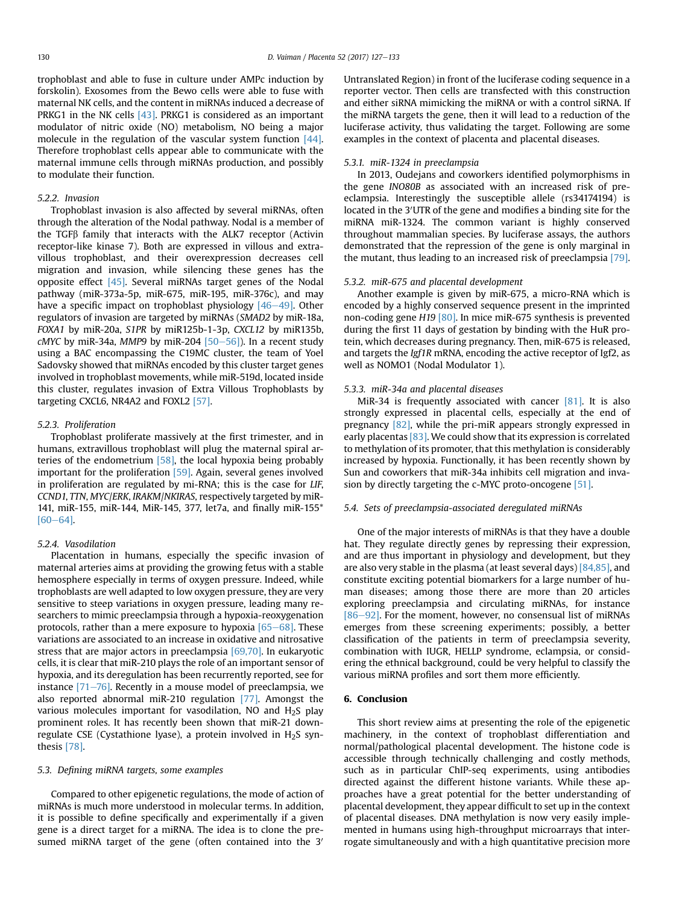trophoblast and able to fuse in culture under AMPc induction by forskolin). Exosomes from the Bewo cells were able to fuse with maternal NK cells, and the content in miRNAs induced a decrease of PRKG1 in the NK cells [43]. PRKG1 is considered as an important modulator of nitric oxide (NO) metabolism, NO being a major molecule in the regulation of the vascular system function [44]. Therefore trophoblast cells appear able to communicate with the maternal immune cells through miRNAs production, and possibly to modulate their function.

#### 5.2.2. Invasion

Trophoblast invasion is also affected by several miRNAs, often through the alteration of the Nodal pathway. Nodal is a member of the TGFβ family that interacts with the ALK7 receptor (Activin receptor-like kinase 7). Both are expressed in villous and extravillous trophoblast, and their overexpression decreases cell migration and invasion, while silencing these genes has the opposite effect [45]. Several miRNAs target genes of the Nodal pathway (miR-373a-5p, miR-675, miR-195, miR-376c), and may have a specific impact on trophoblast physiology [46–49]. Other regulators of invasion are targeted by miRNAs (*SMAD2* by miR-18a, *FOXA1* by miR-20a, *S1PR* by miR125b-1-3p, *CXCL12* by miR135b, *cMYC* by miR-34a, *MMP9* by miR-204 [50–56]). In a recent study using a BAC encompassing the C19MC cluster, the team of Yoel Sadovsky showed that miRNAs encoded by this cluster target genes involved in trophoblast movements, while miR-519d, located inside this cluster, regulates invasion of Extra Villous Trophoblasts by targeting CXCL6, NR4A2 and FOXL2 [57].

#### 5.2.3. Proliferation

Trophoblast proliferate massively at the first trimester, and in humans, extravillous trophoblast will plug the maternal spiral arteries of the endometrium [58], the local hypoxia being probably important for the proliferation [59]. Again, several genes involved in proliferation are regulated by mi-RNA; this is the case for *LIF*, *CCND1*, *TTN*, *MYC/ERK*, *IRAKM/NKIRAS*, respectively targeted by miR-141, miR-155, miR-144, MiR-145, 377, let7a, and finally miR-155* [60–64].

#### 5.2.4. Vasodilation

Placentation in humans, especially the specific invasion of maternal arteries aims at providing the growing fetus with a stable hemosphere especially in terms of oxygen pressure. Indeed, while trophoblasts are well adapted to low oxygen pressure, they are very sensitive to steep variations in oxygen pressure, leading many researchers to mimic preeclampsia through a hypoxia-reoxygenation protocols, rather than a mere exposure to hypoxia [65–68]. These variations are associated to an increase in oxidative and nitrosative stress that are major actors in preeclampsia [69,70]. In eukaryotic cells, it is clear that miR-210 plays the role of an important sensor of hypoxia, and its deregulation has been recurrently reported, see for instance [71–76]. Recently in a mouse model of preeclampsia, we also reported abnormal miR-210 regulation [77]. Amongst the various molecules important for vasodilation, NO and $H_2S$ play prominent roles. It has recently been shown that miR-21 down-regulate CSE (Cystathione lyase), a protein involved in $H_2S$ synthesis [78].

### 5.3. Defining miRNA targets, some examples

Compared to other epigenetic regulations, the mode of action of miRNAs is much more understood in molecular terms. In addition, it is possible to define specifically and experimentally if a given gene is a direct target for a miRNA. The idea is to clone the presumed miRNA target of the gene (often contained into the 3′ Untranslated Region) in front of the luciferase coding sequence in a reporter vector. Then cells are transfected with this construction and either siRNA mimicking the miRNA or with a control siRNA. If the miRNA targets the gene, then it will lead to a reduction of the luciferase activity, thus validating the target. Following are some examples in the context of placenta and placental diseases.

#### 5.3.1. miR-1324 in preeclampsia

In 2013, Oudejans and coworkers identified polymorphisms in the gene *INO80B* as associated with an increased risk of preeclampsia. Interestingly the susceptible allele (rs34174194) is located in the 3′UTR of the gene and modifies a binding site for the miRNA miR-1324. The common variant is highly conserved throughout mammalian species. By luciferase assays, the authors demonstrated that the repression of the gene is only marginal in the mutant, thus leading to an increased risk of preeclampsia [79].

#### 5.3.2. miR-675 and placental development

Another example is given by miR-675, a micro-RNA which is encoded by a highly conserved sequence present in the imprinted non-coding gene *H19* [80]. In mice miR-675 synthesis is prevented during the first 11 days of gestation by binding with the HuR protein, which decreases during pregnancy. Then, miR-675 is released, and targets the *Igf1R* mRNA, encoding the active receptor of Igf2, as well as NOMO1 (Nodal Modulator 1).

#### 5.3.3. miR-34a and placental diseases

MiR-34 is frequently associated with cancer [81]. It is also strongly expressed in placental cells, especially at the end of pregnancy [82], while the pri-miR appears strongly expressed in early placentas [83]. We could show that its expression is correlated to methylation of its promoter, that this methylation is considerably increased by hypoxia. Functionally, it has been recently shown by Sun and coworkers that miR-34a inhibits cell migration and invasion by directly targeting the c-MYC proto-oncogene [51].

### 5.4. Sets of preeclampsia-associated deregulated miRNAs

One of the major interests of miRNAs is that they have a double hat. They regulate directly genes by repressing their expression, and are thus important in physiology and development, but they are also very stable in the plasma (at least several days) [84,85], and constitute exciting potential biomarkers for a large number of human diseases; among those there are more than 20 articles exploring preeclampsia and circulating miRNAs, for instance [86–92]. For the moment, however, no consensual list of miRNAs emerges from these screening experiments; possibly, a better classification of the patients in term of preeclampsia severity, combination with IUGR, HELLP syndrome, eclampsia, or considering the ethnical background, could be very helpful to classify the various miRNA profiles and sort them more efficiently.

## 6. Conclusion

This short review aims at presenting the role of the epigenetic machinery, in the context of trophoblast differentiation and normal/pathological placental development. The histone code is accessible through technically challenging and costly methods, such as in particular ChIP-seq experiments, using antibodies directed against the different histone variants. While these approaches have a great potential for the better understanding of placental development, they appear difficult to set up in the context of placental diseases. DNA methylation is now very easily implemented in humans using high-throughput microarrays that interrogate simultaneously and with a high quantitative precision more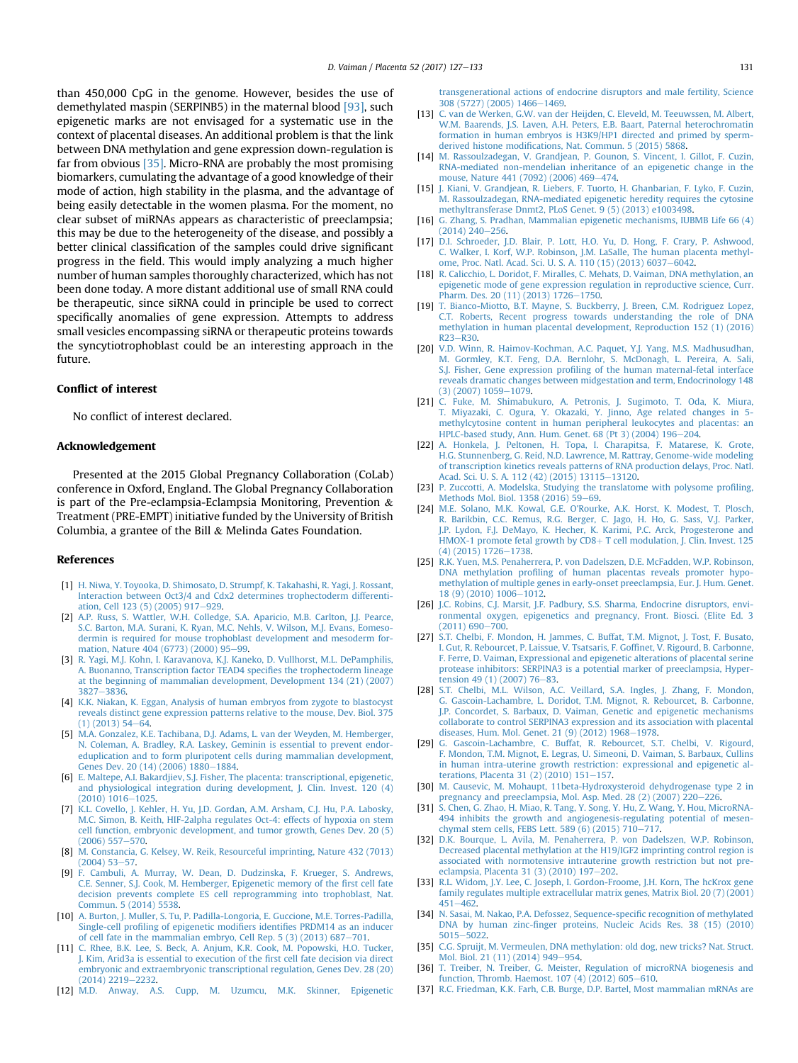than 450,000 CpG in the genome. However, besides the use of demethylated maspin (SERPINB5) in the maternal blood [93], such epigenetic marks are not envisaged for a systematic use in the context of placental diseases. An additional problem is that the link between DNA methylation and gene expression down-regulation is far from obvious [35]. Micro-RNA are probably the most promising biomarkers, cumulating the advantage of a good knowledge of their mode of action, high stability in the plasma, and the advantage of being easily detectable in the women plasma. For the moment, no clear subset of miRNAs appears as characteristic of preeclampsia; this may be due to the heterogeneity of the disease, and possibly a better clinical classification of the samples could drive significant progress in the field. This would imply analyzing a much higher number of human samples thoroughly characterized, which has not been done today. A more distant additional use of small RNA could be therapeutic, since siRNA could in principle be used to correct specifically anomalies of gene expression. Attempts to address small vesicles encompassing siRNA or therapeutic proteins towards the syncytiotrophoblast could be an interesting approach in the future.

## Conflict of interest

No conflict of interest declared.

## Acknowledgement

Presented at the 2015 Global Pregnancy Collaboration (CoLab) conference in Oxford, England. The Global Pregnancy Collaboration is part of the Pre-eclampsia-Eclampsia Monitoring, Prevention & Treatment (PRE-EMPT) initiative funded by the University of British Columbia, a grantee of the Bill & Melinda Gates Foundation.

## References

[1] H. Niwa, Y. Toyooka, D. Shimosato, D. Strumpf, K. Takahashi, R. Yagi, J. Rossant, Interaction between Oct3/4 and Cdx2 determines trophectoderm differentiation, Cell 123 (5) (2005) 917–929.

[2] A.P. Russ, S. Wattler, W.H. Colledge, S.A. Aparicio, M.B. Carlton, J.J. Pearce, S.C. Barton, M.A. Surani, K. Ryan, M.C. Nehls, V. Wilson, M.J. Evans, Eomesodermin is required for mouse trophoblast development and mesoderm formation, Nature 404 (6773) (2000) 95–99.

[3] R. Yagi, M.J. Kohn, I. Karavanova, K.J. Kaneko, D. Vullhorst, M.L. DePamphilis, A. Buonanno, Transcription factor TEAD4 specifies the trophectoderm lineage at the beginning of mammalian development, Development 134 (21) (2007) 3827–3836.

[4] K.K. Niakan, K. Eggan, Analysis of human embryos from zygote to blastocyst reveals distinct gene expression patterns relative to the mouse, Dev. Biol. 375 (1) (2013) 54–64.

[5] M.A. Gonzalez, K.E. Tachibana, D.J. Adams, L. van der Weyden, M. Hemberger, N. Coleman, A. Bradley, R.A. Laskey, Geminin is essential to prevent endoreduplication and to form pluripotent cells during mammalian development, Genes Dev. 20 (14) (2006) 1880–1884.

[6] E. Maltepe, A.I. Bakardjiev, S.J. Fisher, The placenta: transcriptional, epigenetic, and physiological integration during development, J. Clin. Invest. 120 (4) (2010) 1016–1025.

[7] K.L. Covello, J. Kehler, H. Yu, J.D. Gordan, A.M. Arsham, C.J. Hu, P.A. Labosky, M.C. Simon, B. Keith, HIF-2alpha regulates Oct-4: effects of hypoxia on stem cell function, embryonic development, and tumor growth, Genes Dev. 20 (5) (2006) 557–570.

[8] M. Constancia, G. Kelsey, W. Reik, Resourceful imprinting, Nature 432 (7013) (2004) 53–57.

[9] F. Cambuli, A. Murray, W. Dean, D. Dudzinska, F. Krueger, S. Andrews, C.E. Senner, S.J. Cook, M. Hemberger, Epigenetic memory of the first cell fate decision prevents complete ES cell reprogramming into trophoblast, Nat. Commun. 5 (2014) 5538.

[10] A. Burton, J. Muller, S. Tu, P. Padilla-Longoria, E. Guccione, M.E. Torres-Padilla, Single-cell profiling of epigenetic modifiers identifies PRDM14 as an inducer of cell fate in the mammalian embryo, Cell Rep. 5 (3) (2013) 687–701.

[11] C. Rhee, B.K. Lee, S. Beck, A. Anjum, K.R. Cook, M. Popowski, H.O. Tucker, J. Kim, Arid3a is essential to execution of the first cell fate decision via direct embryonic and extraembryonic transcriptional regulation, Genes Dev. 28 (20) (2014) 2219–2232.

[12] M.D. Anway, A.S. Cupp, M. Uzumcu, M.K. Skinner, Epigenetic transgenerational actions of endocrine disruptors and male fertility, Science 308 (5727) (2005) 1466–1469.

[13] C. van de Werken, G.W. van der Heijden, C. Eleveld, M. Teeuwssen, M. Albert, W.M. Baarends, J.S. Laven, A.H. Peters, E.B. Baart, Paternal heterochromatin formation in human embryos is H3K9/HP1 directed and primed by sperm-derived histone modifications, Nat. Commun. 5 (2015) 5868.

[14] M. Rassoulzadegan, V. Grandjean, P. Gounon, S. Vincent, I. Gillot, F. Cuzin, RNA-mediated non-mendelian inheritance of an epigenetic change in the mouse, Nature 441 (7092) (2006) 469–474.

[15] J. Kiani, V. Grandjean, R. Liebers, F. Tuorto, H. Ghanbarian, F. Lyko, F. Cuzin, M. Rassoulzadegan, RNA-mediated epigenetic heredity requires the cytosine methyltransferase Dnmt2, PLoS Genet. 9 (5) (2013) e1003498.

[16] G. Zhang, S. Pradhan, Mammalian epigenetic mechanisms, IUBMB Life 66 (4) (2014) 240–256.

[17] D.I. Schroeder, J.D. Blair, P. Lott, H.O. Yu, D. Hong, F. Crary, P. Ashwood, C. Walker, I. Korf, W.P. Robinson, J.M. LaSalle, The human placenta methylome, Proc. Natl. Acad. Sci. U. S. A. 110 (15) (2013) 6037–6042.

[18] R. Calicchio, L. Doridot, F. Miralles, C. Mehats, D. Vaiman, DNA methylation, an epigenetic mode of gene expression regulation in reproductive science, Curr. Pharm. Des. 20 (11) (2013) 1726–1750.

[19] T. Bianco-Miotto, B.T. Mayne, S. Buckberry, J. Breen, C.M. Rodriguez Lopez, C.T. Roberts, Recent progress towards understanding the role of DNA methylation in human placental development, Reproduction 152 (1) (2016) R23–R30.

[20] V.D. Winn, R. Haimov-Kochman, A.C. Paquet, Y.J. Yang, M.S. Madhusudhan, M. Gormley, K.T. Feng, D.A. Bernlohr, S. McDonagh, L. Pereira, A. Sali, S.J. Fisher, Gene expression profiling of the human maternal-fetal interface reveals dramatic changes between midgestation and term, Endocrinology 148 (3) (2007) 1059–1079.

[21] C. Fuke, M. Shimabukuro, A. Petronis, J. Sugimoto, T. Oda, K. Miura, T. Miyazaki, C. Ogura, Y. Okazaki, Y. Jinno, Age related changes in 5-methylcytosine content in human peripheral leukocytes and placentas: an HPLC-based study, Ann. Hum. Genet. 68 (Pt 3) (2004) 196–204.

[22] A. Honkela, J. Peltonen, H. Topa, I. Charapitsa, F. Matarese, K. Grote, H.G. Stunnenberg, G. Reid, N.D. Lawrence, M. Rattray, Genome-wide modeling of transcription kinetics reveals patterns of RNA production delays, Proc. Natl. Acad. Sci. U. S. A. 112 (42) (2015) 13115–13120.

[23] P. Zuccotti, A. Modelska, Studying the translatome with polysome profiling, Methods Mol. Biol. 1358 (2016) 59–69.

[24] M.E. Solano, M.K. Kowal, G.E. O'Rourke, A.K. Horst, K. Modest, T. Plosch, R. Barikbin, C.C. Remus, R.G. Berger, C. Jago, H. Ho, G. Sass, V.J. Parker, J.P. Lydon, F.J. DeMayo, K. Hecher, K. Karimi, P.C. Arck, Progesterone and HMOX-1 promote fetal growth by CD8+ T cell modulation, J. Clin. Invest. 125 (4) (2015) 1726–1738.

[25] R.K. Yuen, M.S. Penaherrera, P. von Dadelszen, D.E. McFadden, W.P. Robinson, DNA methylation profiling of human placentas reveals promoter hypomethylation of multiple genes in early-onset preeclampsia, Eur. J. Hum. Genet. 18 (9) (2010) 1006–1012.

[26] J.C. Robins, C.J. Marsit, J.F. Padbury, S.S. Sharma, Endocrine disruptors, environmental oxygen, epigenetics and pregnancy, Front. Biosci. (Elite Ed. 3 (2011) 690–700.

[27] S.T. Chelbi, F. Mondon, H. Jammes, C. Buffat, T.M. Mignot, J. Tost, F. Busato, I. Gut, R. Rebourcet, P. Laissue, V. Tsatsaris, F. Goffinet, V. Rigourd, B. Carbonne, F. Ferre, D. Vaiman, Expressional and epigenetic alterations of placental serine protease inhibitors: SERPINA3 is a potential marker of preeclampsia, Hypertension 49 (1) (2007) 76–83.

[28] S.T. Chelbi, M.L. Wilson, A.C. Veillard, S.A. Ingles, J. Zhang, F. Mondon, G. Gascoin-Lachambre, L. Doridot, T.M. Mignot, R. Rebourcet, B. Carbonne, J.P. Concordet, S. Barbaux, D. Vaiman, Genetic and epigenetic mechanisms collaborate to control SERPINA3 expression and its association with placental diseases, Hum. Mol. Genet. 21 (9) (2012) 1968–1978.

[29] G. Gascoin-Lachambre, C. Buffat, R. Rebourcet, S.T. Chelbi, V. Rigourd, F. Mondon, T.M. Mignot, E. Legras, U. Simeoni, D. Vaiman, S. Barbaux, Cullins in human intra-uterine growth restriction: expressional and epigenetic alterations, Placenta 31 (2) (2010) 151–157.

[30] M. Causevic, M. Mohaupt, 11beta-Hydroxysteroid dehydrogenase type 2 in pregnancy and preeclampsia, Mol. Asp. Med. 28 (2) (2007) 220–226.

[31] S. Chen, G. Zhao, H. Miao, R. Tang, Y. Song, Y. Hu, Z. Wang, Y. Hou, MicroRNA-494 inhibits the growth and angiogenesis-regulating potential of mesenchymal stem cells, FEBS Lett. 589 (6) (2015) 710–717.

[32] D.K. Bourque, L. Avila, M. Penaherrera, P. von Dadelszen, W.P. Robinson, Decreased placental methylation at the H19/IGF2 imprinting control region is associated with normotensive intrauterine growth restriction but not preeclampsia, Placenta 31 (3) (2010) 197–202.

[33] R.L. Widom, J.Y. Lee, C. Joseph, I. Gordon-Froome, J.H. Korn, The hcKrox gene family regulates multiple extracellular matrix genes, Matrix Biol. 20 (7) (2001) 451–462.

[34] N. Sasai, M. Nakao, P.A. Defossez, Sequence-specific recognition of methylated DNA by human zinc-finger proteins, Nucleic Acids Res. 38 (15) (2010) 5015–5022.

[35] C.G. Spruijt, M. Vermeulen, DNA methylation: old dog, new tricks? Nat. Struct. Mol. Biol. 21 (11) (2014) 949–954.

[36] T. Treiber, N. Treiber, G. Meister, Regulation of microRNA biogenesis and function, Thromb. Haemost. 107 (4) (2012) 605–610.

[37] R.C. Friedman, K.K. Farh, C.B. Burge, D.P. Bartel, Most mammalian mRNAs are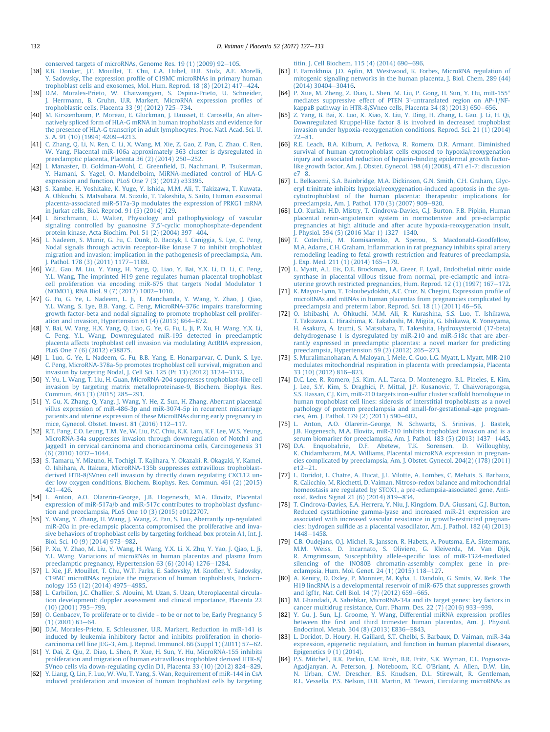conserved targets of microRNAs, Genome Res. 19 (1) (2009) 92–105.

[38] R.B. Donker, J.F. Mouillet, T. Chu, C.A. Hubel, D.B. Stolz, A.E. Morelli, Y. Sadovsky, The expression profile of C19MC microRNAs in primary human trophoblast cells and exosomes, Mol. Hum. Reprod. 18 (8) (2012) 417–424.

[39] D.M. Morales-Prieto, W. Chaiwangyen, S. Ospina-Prieto, U. Schneider, J. Herrmann, B. Gruhn, U.R. Markert, MicroRNA expression profiles of trophoblastic cells, Placenta 33 (9) (2012) 725–734.

[40] M. Kirszenbaum, P. Moreau, E. Gluckman, J. Dausset, E. Carosella, An alternatively spliced form of HLA-G mRNA in human trophoblasts and evidence for the presence of HLA-G transcript in adult lymphocytes, Proc. Natl. Acad. Sci. U. S. A. 91 (10) (1994) 4209–4213.

[41] C. Zhang, Q. Li, N. Ren, C. Li, X. Wang, M. Xie, Z. Gao, Z. Pan, C. Zhao, C. Ren, W. Yang, Placental miR-106a approximately 363 cluster is dysregulated in preeclamptic placenta, Placenta 36 (2) (2014) 250–252.

[42] I. Manaster, D. Goldman-Wohl, C. Greenfield, D. Nachmani, P. Tsukerman, Y. Hamani, S. Yagel, O. Mandelboim, MiRNA-mediated control of HLA-G expression and function, PLoS One 7 (3) (2012) e33395.

[43] S. Kambe, H. Yoshitake, K. Yuge, Y. Ishida, M.M. Ali, T. Takizawa, T. Kuwata, A. Ohkuchi, S. Matsubara, M. Suzuki, T. Takeshita, S. Saito, Human exosomal placenta-associated miR-517a-3p modulates the expression of PRKG1 mRNA in Jurkat cells, Biol. Reprod. 91 (5) (2014) 129.

[44] I. Birschmann, U. Walter, Physiology and pathophysiology of vascular signaling controlled by guanosine 3',5'-cyclic monophosphate-dependent protein kinase, Acta Biochim. Pol. 51 (2) (2004) 397–404.

[45] L. Nadeem, S. Munir, G. Fu, C. Dunk, D. Baczyk, I. Caniggia, S. Lye, C. Peng, Nodal signals through activin receptor-like kinase 7 to inhibit trophoblast migration and invasion: implication in the pathogenesis of preeclampsia, Am. J. Pathol. 178 (3) (2011) 1177–1189.

[46] W.L. Gao, M. Liu, Y. Yang, H. Yang, Q. Liao, Y. Bai, Y.X. Li, D. Li, C. Peng, Y.L. Wang, The imprinted H19 gene regulates human placental trophoblast cell proliferation via encoding miR-675 that targets Nodal Modulator 1 (NOMO1), RNA Biol. 9 (7) (2012) 1002–1010.

[47] G. Fu, G. Ye, L. Nadeem, L. Ji, T. Manchanda, Y. Wang, Y. Zhao, J. Qiao, Y.L. Wang, S. Lye, B.B. Yang, C. Peng, MicroRNA-376c impairs transforming growth factor-beta and nodal signaling to promote trophoblast cell proliferation and invasion, Hypertension 61 (4) (2013) 864–872.

[48] Y. Bai, W. Yang, H.X. Yang, Q. Liao, G. Ye, G. Fu, L. Ji, P. Xu, H. Wang, Y.X. Li, C. Peng, Y.L. Wang, Downregulated miR-195 detected in preeclamptic placenta affects trophoblast cell invasion via modulating ActRIIA expression, PLoS One 7 (6) (2012) e38875.

[49] L. Luo, G. Ye, L. Nadeem, G. Fu, B.B. Yang, E. Honarparvar, C. Dunk, S. Lye, C. Peng, MicroRNA-378a-5p promotes trophoblast cell survival, migration and invasion by targeting Nodal, J. Cell Sci. 125 (Pt 13) (2012) 3124–3132.

[50] Y. Yu, L. Wang, T. Liu, H. Guan, MicroRNA-204 suppresses trophoblast-like cell invasion by targeting matrix metalloproteinase-9, Biochem. Biophys. Res. Commun. 463 (3) (2015) 285–291.

[51] Y. Gu, X. Zhang, Q. Yang, J. Wang, Y. He, Z. Sun, H. Zhang, Aberrant placental villus expression of miR-486-3p and miR-3074-5p in recurrent miscarriage patients and uterine expression of these MicroRNAs during early pregnancy in mice, Gynecol. Obstet. Invest. 81 (2016) 112–117.

[52] R.T. Pang, C.O. Leung, T.M. Ye, W. Liu, P.C. Chiu, K.K. Lam, K.F. Lee, W.S. Yeung, MicroRNA-34a suppresses invasion through downregulation of Notch1 and Jagged1 in cervical carcinoma and choriocarcinoma cells, Carcinogenesis 31 (6) (2010) 1037–1044.

[53] S. Tamaru, Y. Mizuno, H. Tochigi, T. Kajihara, Y. Okazaki, R. Okagaki, Y. Kamei, O. Ishihara, A. Itakura, MicroRNA-135b suppresses extravillous trophoblast-derived HTR-8/SVneo cell invasion by directly down regulating CXCL12 under low oxygen conditions, Biochem. Biophys. Res. Commun. 461 (2) (2015) 421–426.

[54] L. Anton, A.O. Olarerin-George, J.B. Hogenesch, M.A. Elovitz, Placental expression of miR-517a/b and miR-517c contributes to trophoblast dysfunction and preeclampsia, PLoS One 10 (3) (2015) e0122707.

[55] Y. Wang, Y. Zhang, H. Wang, J. Wang, Z. Pan, S. Luo, Aberrantly up-regulated miR-20a in pre-eclampsic placenta compromised the proliferative and invasive behaviors of trophoblast cells by targeting forkhead box protein A1, Int. J. Biol. Sci. 10 (9) (2014) 973–982.

[56] P. Xu, Y. Zhao, M. Liu, Y. Wang, H. Wang, Y.X. Li, X. Zhu, Y. Yao, J. Qiao, L. Ji, Y.L. Wang, Variations of microRNAs in human placentas and plasma from preeclamptic pregnancy, Hypertension 63 (6) (2014) 1276–1284.

[57] L. Xie, J.F. Mouillet, T. Chu, W.T. Parks, E. Sadovsky, M. Knofler, Y. Sadovsky, C19MC microRNAs regulate the migration of human trophoblasts, Endocrinology 155 (12) (2014) 4975–4985.

[58] L. Carbillon, J.C. Challier, S. Alouini, M. Uzan, S. Uzan, Uteroplacental circulation development: doppler assessment and clinical importance, Placenta 22 (10) (2001) 795–799.

[59] O. Genbacev, To proliferate or to divide - to be or not to be, Early Pregnancy 5 (1) (2001) 63–64.

[60] D.M. Morales-Prieto, E. Schleussner, U.R. Markert, Reduction in miR-141 is induced by leukemia inhibitory factor and inhibits proliferation in choriocarcinoma cell line JEG-3, Am. J. Reprod. Immunol. 66 (Suppl 1) (2011) 57–62.

[61] Y. Dai, Z. Qiu, Z. Diao, L. Shen, P. Xue, H. Sun, Y. Hu, MicroRNA-155 inhibits proliferation and migration of human extravillous trophoblast derived HTR-8/SVneo cells via down-regulating cyclin D1, Placenta 33 (10) (2012) 824–829.

[62] Y. Liang, Q. Lin, F. Luo, W. Wu, T. Yang, S. Wan, Requirement of miR-144 in CsA induced proliferation and invasion of human trophoblast cells by targeting titin, J. Cell Biochem. 115 (4) (2014) 690–696.

[63] F. Farrokhnia, J.D. Aplin, M. Westwood, K. Forbes, MicroRNA regulation of mitogenic signaling networks in the human placenta, J. Biol. Chem. 289 (44) (2014) 30404–30416.

[64] P. Xue, M. Zheng, Z. Diao, L. Shen, M. Liu, P. Gong, H. Sun, Y. Hu, miR-155* mediates suppressive effect of PTEN 3'-untranslated region on AP-1/NF-kappaB pathway in HTR-8/SVneo cells, Placenta 34 (8) (2013) 650–656.

[65] Z. Yang, B. Bai, X. Luo, X. Xiao, X. Liu, Y. Ding, H. Zhang, L. Gao, J. Li, H. Qi, Downregulated Kruppel-like factor 8 is involved in decreased trophoblast invasion under hypoxia-reoxygenation conditions, Reprod. Sci. 21 (1) (2014) 72–81.

[66] R.E. Leach, B.A. Kilburn, A. Petkova, R. Romero, D.R. Armant, Diminished survival of human cytotrophoblast cells exposed to hypoxia/reoxygenation injury and associated reduction of heparin-binding epidermal growth factor-like growth factor, Am. J. Obstet. Gynecol. 198 (4) (2008), 471 e1-7; discussion e7–8.

[67] L. Belkacemi, S.A. Bainbridge, M.A. Dickinson, G.N. Smith, C.H. Graham, Glyceryl trinitrate inhibits hypoxia/reoxygenation-induced apoptosis in the syncytiotrophoblast of the human placenta: therapeutic implications for preeclampsia, Am. J. Pathol. 170 (3) (2007) 909–920.

[68] L.O. Kurlak, H.D. Mistry, T. Cindrova-Davies, G.J. Burton, F.B. Pipkin, Human placental renin-angiotensin system in normotensive and pre-eclamptic pregnancies at high altitude and after acute hypoxia-reoxygenation insult, J. Physiol. 594 (5) (2016 Mar 1) 1327–1340.

[69] T. Cotechini, M. Komisarenko, A. Sperou, S. Macdonald-Goodfellow, M.A. Adams, C.H. Graham, Inflammation in rat pregnancy inhibits spiral artery remodeling leading to fetal growth restriction and features of preeclampsia, J. Exp. Med. 211 (1) (2014) 165–179.

[70] L. Myatt, A.L. Eis, D.E. Brockman, I.A. Greer, F. Lyall, Endothelial nitric oxide synthase in placental villous tissue from normal, pre-eclamptic and intrauterine growth restricted pregnancies, Hum. Reprod. 12 (1) (1997) 167–172.

[71] K. Mayor-Lynn, T. Toloubeydokhti, A.C. Cruz, N. Chegini, Expression profile of microRNAs and mRNAs in human placentas from pregnancies complicated by preeclampsia and preterm labor, Reprod. Sci. 18 (1) (2011) 46–56.

[72] O. Ishibashi, A. Ohkuchi, M.M. Ali, R. Kurashina, S.S. Luo, T. Ishikawa, T. Takizawa, C. Hirashima, K. Takahashi, M. Migita, G. Ishikawa, K. Yoneyama, H. Asakura, A. Izumi, S. Matsubara, T. Takeshita, Hydroxysteroid (17-beta) dehydrogenase 1 is dysregulated by miR-210 and miR-518c that are aberrantly expressed in preeclamptic placentas: a novel marker for predicting preeclampsia, Hypertension 59 (2) (2012) 265–273.

[73] S. Muralimanoharan, A. Maloyan, J. Mele, C. Guo, L.G. Myatt, L. Myatt, MIR-210 modulates mitochondrial respiration in placenta with preeclampsia, Placenta 33 (10) (2012) 816–823.

[74] D.C. Lee, R. Romero, J.S. Kim, A.L. Tarca, D. Montenegro, B.L. Pineles, E. Kim, J. Lee, S.Y. Kim, S. Draghici, P. Mittal, J.P. Kusanovic, T. Chaiworapongsa, S.S. Hassan, C.J. Kim, miR-210 targets iron-sulfur cluster scaffold homologue in human trophoblast cell lines: siderosis of interstitial trophoblasts as a novel pathology of preterm preeclampsia and small-for-gestational-age pregnancies, Am. J. Pathol. 179 (2) (2011) 590–602.

[75] L. Anton, A.O. Olarerin-George, N. Schwartz, S. Srinivas, J. Bastek, J.B. Hogenesch, M.A. Elovitz, miR-210 inhibits trophoblast invasion and is a serum biomarker for preeclampsia, Am. J. Pathol. 183 (5) (2013) 1437–1445.

[76] D.A. Enquobahrie, D.F. Abetew, T.K. Sorensen, D. Willoughby, K. Chidambaram, M.A. Williams, Placental microRNA expression in pregnancies complicated by preeclampsia, Am. J. Obstet. Gynecol. 204(2) (178) (2011) e12–21.

[77] L. Doridot, L. Chatre, A. Ducat, J.L. Vilotte, A. Lombes, C. Mehats, S. Barbaux, R. Calicchio, M. Ricchetti, D. Vaiman, Nitroso-redox balance and mitochondrial homeostasis are regulated by STOX1, a pre-eclampsia-associated gene, Antioxid. Redox Signal 21 (6) (2014) 819–834.

[78] T. Cindrova-Davies, E.A. Herrera, Y. Niu, J. Kingdom, D.A. Giussani, G.J. Burton, Reduced cystathionine gamma-lyase and increased miR-21 expression are associated with increased vascular resistance in growth-restricted pregnancies: hydrogen sulfide as a placental vasodilator, Am. J. Pathol. 182 (4) (2013) 1448–1458.

[79] C.B. Oudejans, O.J. Michel, R. Janssen, R. Habets, A. Poutsma, E.A. Sistermans, M.M. Weiss, D. Incarnato, S. Oliviero, G. Kleiverda, M. Van Dijk, R. Arngrimsson, Susceptibility allele-specific loss of miR-1324-mediated silencing of the INO80B chromatin-assembly complex gene in pre-eclampsia, Hum. Mol. Genet. 24 (1) (2015) 118–127.

[80] A. Keniry, D. Oxley, P. Monnier, M. Kyba, L. Dandolo, G. Smits, W. Reik, The H19 lincRNA is a developmental reservoir of miR-675 that suppresses growth and Igf1r, Nat. Cell Biol. 14 (7) (2012) 659–665.

[81] M. Ghandadi, A. Sahebkar, MicroRNA-34a and its target genes: key factors in cancer multidrug resistance, Curr. Pharm. Des. 22 (7) (2016) 933–939.

[82] Y. Gu, J. Sun, L.J. Groome, Y. Wang, Differential miRNA expression profiles between the first and third trimester human placentas, Am. J. Physiol. Endocrinol. Metab. 304 (8) (2013) E836–E843.

[83] L. Doridot, D. Houry, H. Gaillard, S.T. Chelbi, S. Barbaux, D. Vaiman, miR-34a expression, epigenetic regulation, and function in human placental diseases, Epigenetics 9 (1) (2014).

[84] P.S. Mitchell, R.K. Parkin, E.M. Kroh, B.R. Fritz, S.K. Wyman, E.L. Pogosova-Agadjanyan, A. Peterson, J. Noteboom, K.C. O'Briant, A. Allen, D.W. Lin, N. Urban, C.W. Drescher, B.S. Knudsen, D.L. Stirewalt, R. Gentleman, R.L. Vessella, P.S. Nelson, D.B. Martin, M. Tewari, Circulating microRNAs as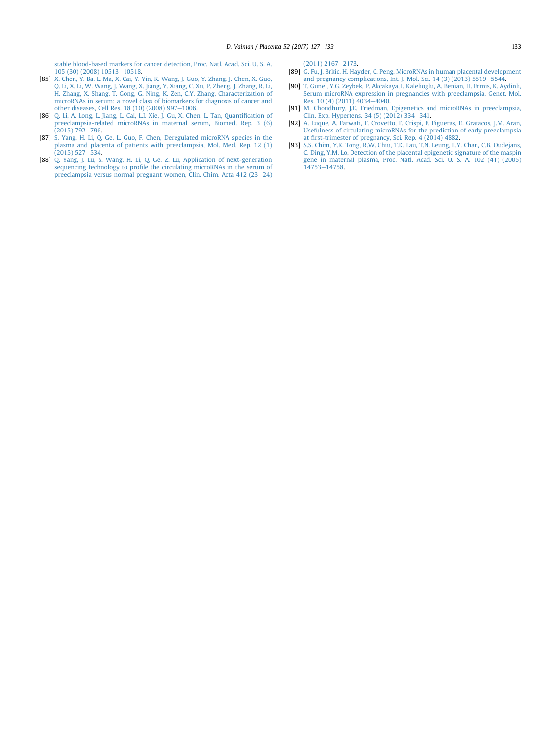stable blood-based markers for cancer detection, Proc. Natl. Acad. Sci. U. S. A. 105 (30) (2008) 10513–10518.

[85] X. Chen, Y. Ba, L. Ma, X. Cai, Y. Yin, K. Wang, J. Guo, Y. Zhang, J. Chen, X. Guo, Q. Li, X. Li, W. Wang, J. Wang, X. Jiang, Y. Xiang, C. Xu, P. Zheng, J. Zhang, R. Li, H. Zhang, X. Shang, T. Gong, G. Ning, K. Zen, C.Y. Zhang, Characterization of microRNAs in serum: a novel class of biomarkers for diagnosis of cancer and other diseases, Cell Res. 18 (10) (2008) 997–1006.

[86] Q. Li, A. Long, L. Jiang, L. Cai, L.I. Xie, J. Gu, X. Chen, L. Tan, Quantification of preeclampsia-related microRNAs in maternal serum, Biomed. Rep. 3 (6) (2015) 792–796.

[87] S. Yang, H. Li, Q. Ge, L. Guo, F. Chen, Deregulated microRNA species in the plasma and placenta of patients with preeclampsia, Mol. Med. Rep. 12 (1) (2015) 527–534.

[88] Q. Yang, J. Lu, S. Wang, H. Li, Q. Ge, Z. Lu, Application of next-generation sequencing technology to profile the circulating microRNAs in the serum of preeclampsia versus normal pregnant women, Clin. Chim. Acta 412 (23–24) (2011) 2167–2173.

[89] G. Fu, J. Brkic, H. Hayder, C. Peng, MicroRNAs in human placental development and pregnancy complications, Int. J. Mol. Sci. 14 (3) (2013) 5519–5544.

[90] T. Gunel, Y.G. Zeybek, P. Akcakaya, I. Kalelioglu, A. Benian, H. Ermis, K. Aydinli, Serum microRNA expression in pregnancies with preeclampsia, Genet. Mol. Res. 10 (4) (2011) 4034–4040.

[91] M. Choudhury, J.E. Friedman, Epigenetics and microRNAs in preeclampsia, Clin. Exp. Hypertens. 34 (5) (2012) 334–341.

[92] A. Luque, A. Farwati, F. Crovetto, F. Crispi, F. Figueras, E. Gratacos, J.M. Aran, Usefulness of circulating microRNAs for the prediction of early preeclampsia at first-trimester of pregnancy, Sci. Rep. 4 (2014) 4882.

[93] S.S. Chim, Y.K. Tong, R.W. Chiu, T.K. Lau, T.N. Leung, L.Y. Chan, C.B. Oudejans, C. Ding, Y.M. Lo, Detection of the placental epigenetic signature of the maspin gene in maternal plasma, Proc. Natl. Acad. Sci. U. S. A. 102 (41) (2005) 14753–14758.